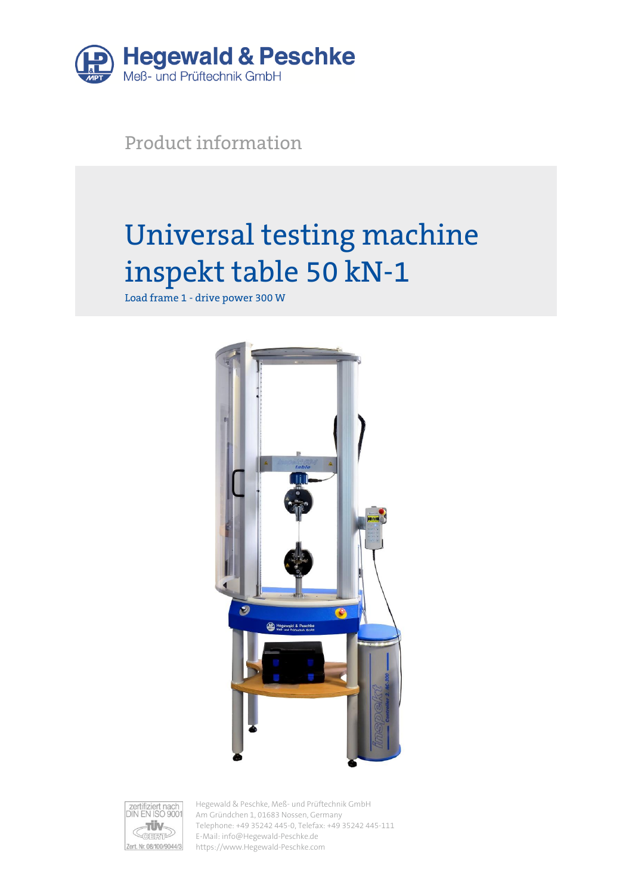Hegewald & Peschke
Meß- und Prüftechnik GmbH

Product information

# Universal testing machine inspekt table 50 kN-1

Load frame 1 - drive power 300 W

zertifiziert nach DIN EN ISO 9001
TÜV CERT
Zert. Nr. 08/100/9044/3

Hegewald & Peschke, Meß- und Prüftechnik GmbH
Am Gründchen 1, 01683 Nossen, Germany
Telephone: +49 35242 445-0, Telefax: +49 35242 445-111
E-Mail: info@Hegewald-Peschke.de
https://www.Hegewald-Peschke.com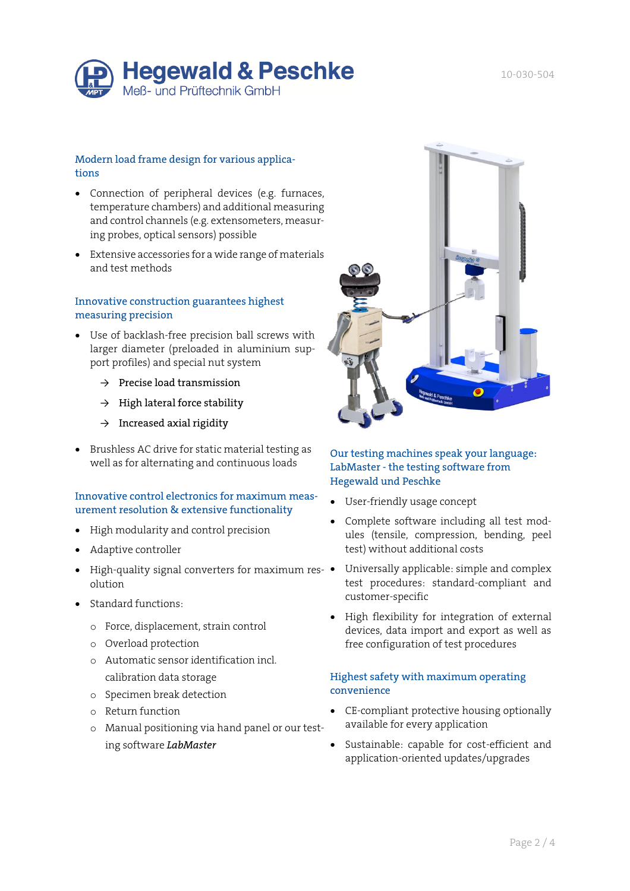## Modern load frame design for various applications

- Connection of peripheral devices (e.g. furnaces, temperature chambers) and additional measuring and control channels (e.g. extensometers, measuring probes, optical sensors) possible
- Extensive accessories for a wide range of materials and test methods

## Innovative construction guarantees highest measuring precision

- Use of backlash-free precision ball screws with larger diameter (preloaded in aluminium support profiles) and special nut system
  - → Precise load transmission
  - → High lateral force stability
  - → Increased axial rigidity
- Brushless AC drive for static material testing as well as for alternating and continuous loads

## Innovative control electronics for maximum measurement resolution & extensive functionality

- High modularity and control precision
- Adaptive controller
- High-quality signal converters for maximum resolution
- Standard functions:
  - Force, displacement, strain control
  - Overload protection
  - Automatic sensor identification incl. calibration data storage
  - Specimen break detection
  - Return function
  - Manual positioning via hand panel or our testing software ***LabMaster***

## Our testing machines speak your language: LabMaster - the testing software from Hegewald und Peschke

- User-friendly usage concept
- Complete software including all test modules (tensile, compression, bending, peel test) without additional costs
- Universally applicable: simple and complex test procedures: standard-compliant and customer-specific
- High flexibility for integration of external devices, data import and export as well as free configuration of test procedures

## Highest safety with maximum operating convenience

- CE-compliant protective housing optionally available for every application
- Sustainable: capable for cost-efficient and application-oriented updates/upgrades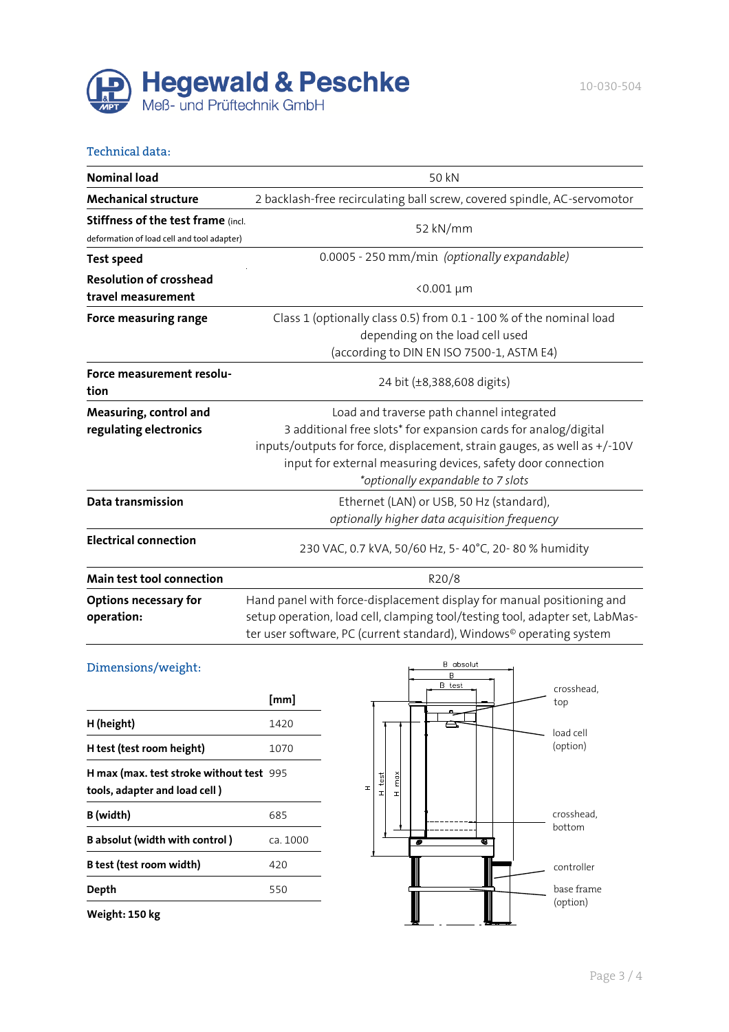## Technical data:

| | |
|---|---|
| **Nominal load** | 50 kN |
| **Mechanical structure** | 2 backlash-free recirculating ball screw, covered spindle, AC-servomotor |
| **Stiffness of the test frame** (incl. deformation of load cell and tool adapter) | 52 kN/mm |
| **Test speed** | 0.0005 - 250 mm/min *(optionally expandable)* |
| **Resolution of crosshead travel measurement** | <0.001 µm |
| **Force measuring range** | Class 1 (optionally class 0.5) from 0.1 - 100 % of the nominal load depending on the load cell used (according to DIN EN ISO 7500-1, ASTM E4) |
| **Force measurement resolution** | 24 bit (±8,388,608 digits) |
| **Measuring, control and regulating electronics** | Load and traverse path channel integrated<br>3 additional free slots* for expansion cards for analog/digital inputs/outputs for force, displacement, strain gauges, as well as +/-10V input for external measuring devices, safety door connection<br>**optionally expandable to 7 slots* |
| **Data transmission** | Ethernet (LAN) or USB, 50 Hz (standard),<br>*optionally higher data acquisition frequency* |
| **Electrical connection** | 230 VAC, 0.7 kVA, 50/60 Hz, 5- 40°C, 20- 80 % humidity |
| **Main test tool connection** | R20/8 |
| **Options necessary for operation:** | Hand panel with force-displacement display for manual positioning and setup operation, load cell, clamping tool/testing tool, adapter set, LabMaster user software, PC (current standard), Windows© operating system |

## Dimensions/weight:

| | [mm] |
|---|---|
| **H (height)** | 1420 |
| **H test (test room height)** | 1070 |
| **H max (max. test stroke without test tools, adapter and load cell )** | 995 |
| **B (width)** | 685 |
| **B absolut (width with control )** | ca. 1000 |
| **B test (test room width)** | 420 |
| **Depth** | 550 |

**Weight: 150 kg**

B absolut, B, B test, H, H test, H max

crosshead, top

load cell (option)

crosshead, bottom

controller

base frame (option)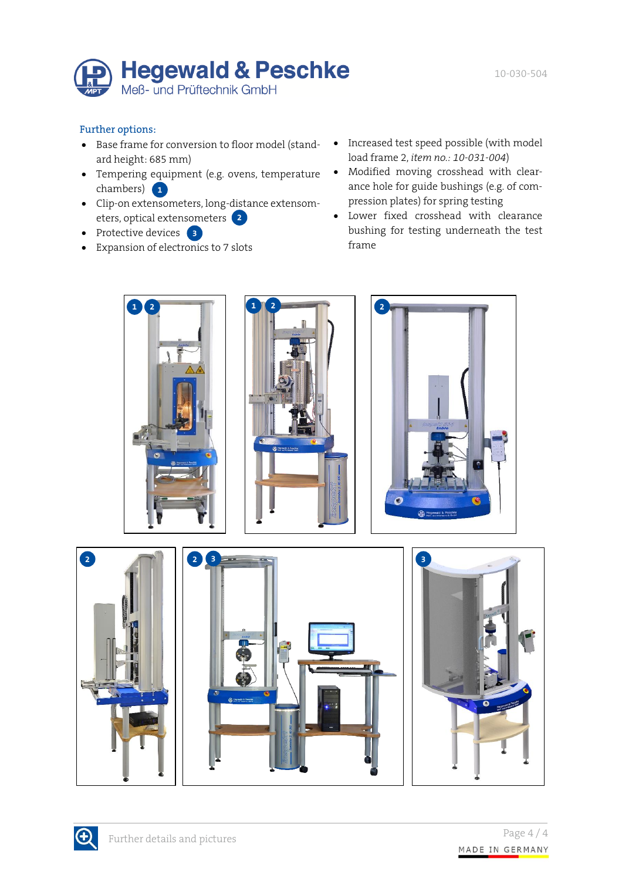## Further options:

- Base frame for conversion to floor model (standard height: 685 mm)
- Tempering equipment (e.g. ovens, temperature chambers) 1
- Clip-on extensometers, long-distance extensometers, optical extensometers 2
- Protective devices 3
- Expansion of electronics to 7 slots
- Increased test speed possible (with model load frame 2, *item no.: 10-031-004*)
- Modified moving crosshead with clearance hole for guide bushings (e.g. of compression plates) for spring testing
- Lower fixed crosshead with clearance bushing for testing underneath the test frame

Further details and pictures